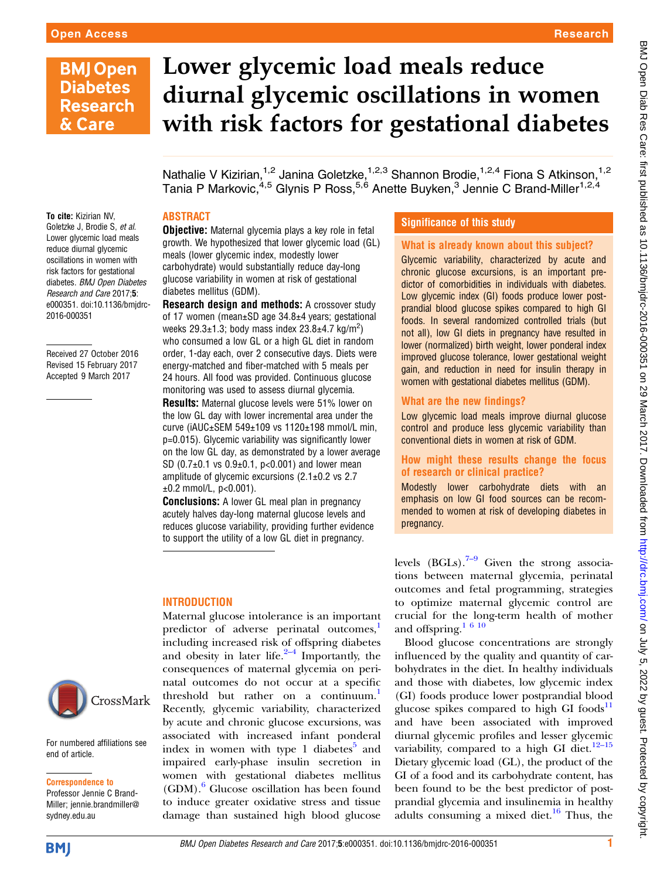# Lower glycemic load meals reduce diurnal glycemic oscillations in women with risk factors for gestational diabetes

Nathalie V Kizirian,[1,2] Janina Goletzke,[1,2,3] Shannon Brodie,[1,2,4] Fiona S Atkinson,[1,2] Tania P Markovic,[4,5] Glynis P Ross,[5,6] Anette Buyken,[3] Jennie C Brand-Miller[1,2,4]

**To cite:** Kizirian NV, Goletzke J, Brodie S, *et al*. Lower glycemic load meals reduce diurnal glycemic oscillations in women with risk factors for gestational diabetes. *BMJ Open Diabetes Research and Care* 2017;**5**: e000351. doi:10.1136/bmjdrc-2016-000351

Received 27 October 2016
Revised 15 February 2017
Accepted 9 March 2017

For numbered affiliations see end of article.

**Correspondence to**
Professor Jennie C Brand-Miller; jennie.brandmiller@sydney.edu.au

## ABSTRACT

**Objective:** Maternal glycemia plays a key role in fetal growth. We hypothesized that lower glycemic load (GL) meals (lower glycemic index, modestly lower carbohydrate) would substantially reduce day-long glucose variability in women at risk of gestational diabetes mellitus (GDM).

**Research design and methods:** A crossover study of 17 women (mean±SD age 34.8±4 years; gestational weeks 29.3±1.3; body mass index 23.8±4.7 kg/m$^2$) who consumed a low GL or a high GL diet in random order, 1-day each, over 2 consecutive days. Diets were energy-matched and fiber-matched with 5 meals per 24 hours. All food was provided. Continuous glucose monitoring was used to assess diurnal glycemia.

**Results:** Maternal glucose levels were 51% lower on the low GL day with lower incremental area under the curve (iAUC±SEM 549±109 vs 1120±198 mmol/L min, p=0.015). Glycemic variability was significantly lower on the low GL day, as demonstrated by a lower average SD (0.7±0.1 vs 0.9±0.1, p<0.001) and lower mean amplitude of glycemic excursions (2.1±0.2 vs 2.7 ±0.2 mmol/L, p<0.001).

**Conclusions:** A lower GL meal plan in pregnancy acutely halves day-long maternal glucose levels and reduces glucose variability, providing further evidence to support the utility of a low GL diet in pregnancy.

## Significance of this study

### What is already known about this subject?

Glycemic variability, characterized by acute and chronic glucose excursions, is an important predictor of comorbidities in individuals with diabetes. Low glycemic index (GI) foods produce lower postprandial blood glucose spikes compared to high GI foods. In several randomized controlled trials (but not all), low GI diets in pregnancy have resulted in lower (normalized) birth weight, lower ponderal index improved glucose tolerance, lower gestational weight gain, and reduction in need for insulin therapy in women with gestational diabetes mellitus (GDM).

### What are the new findings?

Low glycemic load meals improve diurnal glucose control and produce less glycemic variability than conventional diets in women at risk of GDM.

### How might these results change the focus of research or clinical practice?

Modestly lower carbohydrate diets with an emphasis on low GI food sources can be recommended to women at risk of developing diabetes in pregnancy.

## INTRODUCTION

Maternal glucose intolerance is an important predictor of adverse perinatal outcomes,[1] including increased risk of offspring diabetes and obesity in later life.[2–4] Importantly, the consequences of maternal glycemia on perinatal outcomes do not occur at a specific threshold but rather on a continuum.[1] Recently, glycemic variability, characterized by acute and chronic glucose excursions, was associated with increased infant ponderal index in women with type 1 diabetes[5] and impaired early-phase insulin secretion in women with gestational diabetes mellitus (GDM).[6] Glucose oscillation has been found to induce greater oxidative stress and tissue damage than sustained high blood glucose levels (BGLs).[7–9] Given the strong associations between maternal glycemia, perinatal outcomes and fetal programming, strategies to optimize maternal glycemic control are crucial for the long-term health of mother and offspring.[1 6 10]

Blood glucose concentrations are strongly influenced by the quality and quantity of carbohydrates in the diet. In healthy individuals and those with diabetes, low glycemic index (GI) foods produce lower postprandial blood glucose spikes compared to high GI foods[11] and have been associated with improved diurnal glycemic profiles and lesser glycemic variability, compared to a high GI diet.[12–15] Dietary glycemic load (GL), the product of the GI of a food and its carbohydrate content, has been found to be the best predictor of postprandial glycemia and insulinemia in healthy adults consuming a mixed diet.[16] Thus, the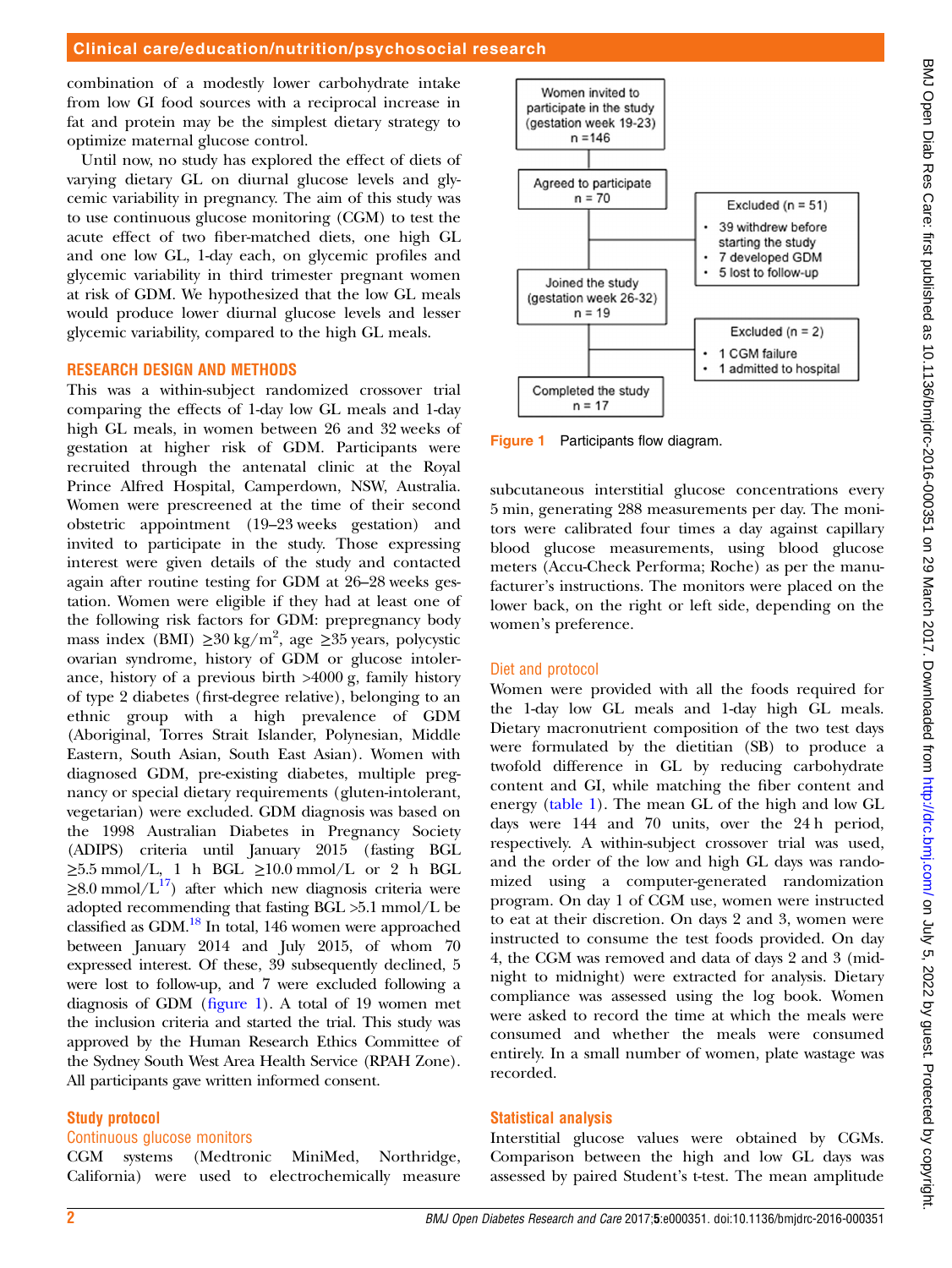combination of a modestly lower carbohydrate intake from low GI food sources with a reciprocal increase in fat and protein may be the simplest dietary strategy to optimize maternal glucose control.

Until now, no study has explored the effect of diets of varying dietary GL on diurnal glucose levels and glycemic variability in pregnancy. The aim of this study was to use continuous glucose monitoring (CGM) to test the acute effect of two fiber-matched diets, one high GL and one low GL, 1-day each, on glycemic profiles and glycemic variability in third trimester pregnant women at risk of GDM. We hypothesized that the low GL meals would produce lower diurnal glucose levels and lesser glycemic variability, compared to the high GL meals.

## RESEARCH DESIGN AND METHODS

This was a within-subject randomized crossover trial comparing the effects of 1-day low GL meals and 1-day high GL meals, in women between 26 and 32 weeks of gestation at higher risk of GDM. Participants were recruited through the antenatal clinic at the Royal Prince Alfred Hospital, Camperdown, NSW, Australia. Women were prescreened at the time of their second obstetric appointment (19–23 weeks gestation) and invited to participate in the study. Those expressing interest were given details of the study and contacted again after routine testing for GDM at 26–28 weeks gestation. Women were eligible if they had at least one of the following risk factors for GDM: prepregnancy body mass index (BMI) ≥30 kg/m$^2$, age ≥35 years, polycystic ovarian syndrome, history of GDM or glucose intolerance, history of a previous birth >4000 g, family history of type 2 diabetes (first-degree relative), belonging to an ethnic group with a high prevalence of GDM (Aboriginal, Torres Strait Islander, Polynesian, Middle Eastern, South Asian, South East Asian). Women with diagnosed GDM, pre-existing diabetes, multiple pregnancy or special dietary requirements (gluten-intolerant, vegetarian) were excluded. GDM diagnosis was based on the 1998 Australian Diabetes in Pregnancy Society (ADIPS) criteria until January 2015 (fasting BGL ≥5.5 mmol/L, 1 h BGL ≥10.0 mmol/L or 2 h BGL ≥8.0 mmol/L[17]) after which new diagnosis criteria were adopted recommending that fasting BGL >5.1 mmol/L be classified as GDM.[18] In total, 146 women were approached between January 2014 and July 2015, of whom 70 expressed interest. Of these, 39 subsequently declined, 5 were lost to follow-up, and 7 were excluded following a diagnosis of GDM (figure 1). A total of 19 women met the inclusion criteria and started the trial. This study was approved by the Human Research Ethics Committee of the Sydney South West Area Health Service (RPAH Zone). All participants gave written informed consent.

### Study protocol

#### Continuous glucose monitors

CGM systems (Medtronic MiniMed, Northridge, California) were used to electrochemically measure subcutaneous interstitial glucose concentrations every 5 min, generating 288 measurements per day. The monitors were calibrated four times a day against capillary blood glucose measurements, using blood glucose meters (Accu-Check Performa; Roche) as per the manufacturer's instructions. The monitors were placed on the lower back, on the right or left side, depending on the women's preference.

Women invited to participate in the study (gestation week 19-23) n =146
→ Agreed to participate n = 70
→ Excluded (n = 51): 39 withdrew before starting the study; 7 developed GDM; 5 lost to follow-up
→ Joined the study (gestation week 26-32) n = 19
→ Excluded (n = 2): 1 CGM failure; 1 admitted to hospital
→ Completed the study n = 17

Figure 1 Participants flow diagram.

#### Diet and protocol

Women were provided with all the foods required for the 1-day low GL meals and 1-day high GL meals. Dietary macronutrient composition of the two test days were formulated by the dietitian (SB) to produce a twofold difference in GL by reducing carbohydrate content and GI, while matching the fiber content and energy (table 1). The mean GL of the high and low GL days were 144 and 70 units, over the 24 h period, respectively. A within-subject crossover trial was used, and the order of the low and high GL days was randomized using a computer-generated randomization program. On day 1 of CGM use, women were instructed to eat at their discretion. On days 2 and 3, women were instructed to consume the test foods provided. On day 4, the CGM was removed and data of days 2 and 3 (midnight to midnight) were extracted for analysis. Dietary compliance was assessed using the log book. Women were asked to record the time at which the meals were consumed and whether the meals were consumed entirely. In a small number of women, plate wastage was recorded.

#### Statistical analysis

Interstitial glucose values were obtained by CGMs. Comparison between the high and low GL days was assessed by paired Student's t-test. The mean amplitude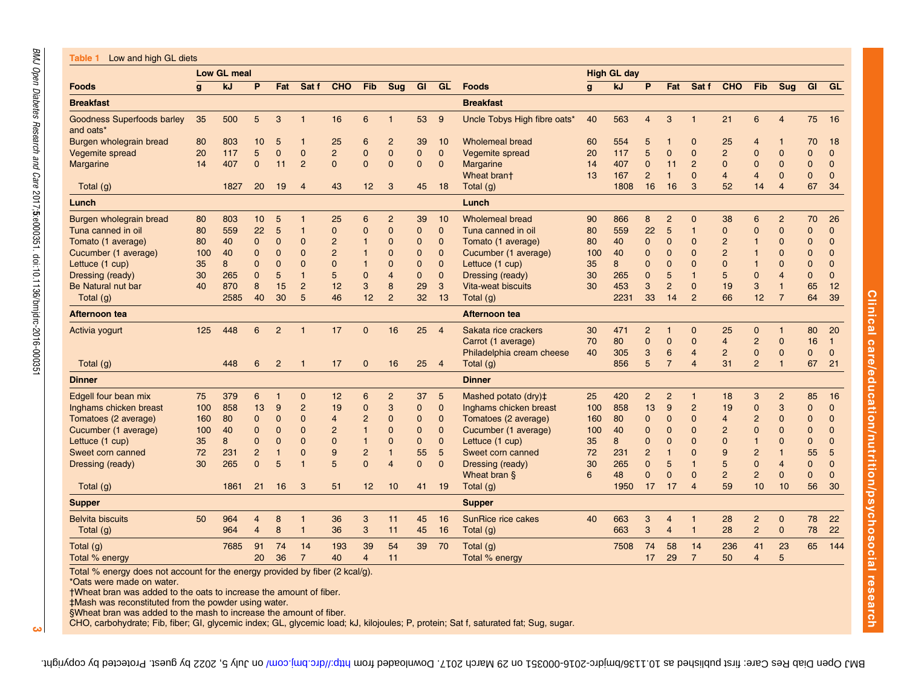**Table 1** Low and high GL diets

| | Low GL meal | | | | | | | | | | | High GL day | | | | | | | | | |
|---|---|---|---|---|---|---|---|---|---|---|---|---|---|---|---|---|---|---|---|---|---|
| **Foods** | **g** | **kJ** | **P** | **Fat** | **Sat f** | **CHO** | **Fib** | **Sug** | **GI** | **GL** | **Foods** | **g** | **kJ** | **P** | **Fat** | **Sat f** | **CHO** | **Fib** | **Sug** | **GI** | **GL** |
| **Breakfast** | | | | | | | | | | | **Breakfast** | | | | | | | | | | |
| Goodness Superfoods barley and oats* | 35 | 500 | 5 | 3 | 1 | 16 | 6 | 1 | 53 | 9 | Uncle Tobys High fibre oats* | 40 | 563 | 4 | 3 | 1 | 21 | 6 | 4 | 75 | 16 |
| Burgen wholegrain bread | 80 | 803 | 10 | 5 | 1 | 25 | 6 | 2 | 39 | 10 | Wholemeal bread | 60 | 554 | 5 | 1 | 0 | 25 | 4 | 1 | 70 | 18 |
| Vegemite spread | 20 | 117 | 5 | 0 | 0 | 2 | 0 | 0 | 0 | 0 | Vegemite spread | 20 | 117 | 5 | 0 | 0 | 2 | 0 | 0 | 0 | 0 |
| Margarine | 14 | 407 | 0 | 11 | 2 | 0 | 0 | 0 | 0 | 0 | Margarine | 14 | 407 | 0 | 11 | 2 | 0 | 0 | 0 | 0 | 0 |
| | | | | | | | | | | | Wheat bran† | 13 | 167 | 2 | 1 | 0 | 4 | 4 | 0 | 0 | 0 |
| Total (g) | | 1827 | 20 | 19 | 4 | 43 | 12 | 3 | 45 | 18 | Total (g) | | 1808 | 16 | 16 | 3 | 52 | 14 | 4 | 67 | 34 |
| **Lunch** | | | | | | | | | | | **Lunch** | | | | | | | | | | |
| Burgen wholegrain bread | 80 | 803 | 10 | 5 | 1 | 25 | 6 | 2 | 39 | 10 | Wholemeal bread | 90 | 866 | 8 | 2 | 0 | 38 | 6 | 2 | 70 | 26 |
| Tuna canned in oil | 80 | 559 | 22 | 5 | 1 | 0 | 0 | 0 | 0 | 0 | Tuna canned in oil | 80 | 559 | 22 | 5 | 1 | 0 | 0 | 0 | 0 | 0 |
| Tomato (1 average) | 80 | 40 | 0 | 0 | 0 | 2 | 1 | 0 | 0 | 0 | Tomato (1 average) | 80 | 40 | 0 | 0 | 0 | 2 | 1 | 0 | 0 | 0 |
| Cucumber (1 average) | 100 | 40 | 0 | 0 | 0 | 2 | 1 | 0 | 0 | 0 | Cucumber (1 average) | 100 | 40 | 0 | 0 | 0 | 2 | 1 | 0 | 0 | 0 |
| Lettuce (1 cup) | 35 | 8 | 0 | 0 | 0 | 0 | 1 | 0 | 0 | 0 | Lettuce (1 cup) | 35 | 8 | 0 | 0 | 0 | 0 | 1 | 0 | 0 | 0 |
| Dressing (ready) | 30 | 265 | 0 | 5 | 1 | 5 | 0 | 4 | 0 | 0 | Dressing (ready) | 30 | 265 | 0 | 5 | 1 | 5 | 0 | 4 | 0 | 0 |
| Be Natural nut bar | 40 | 870 | 8 | 15 | 2 | 12 | 3 | 8 | 29 | 3 | Vita-weat biscuits | 30 | 453 | 3 | 2 | 0 | 19 | 3 | 1 | 65 | 12 |
| Total (g) | | 2585 | 40 | 30 | 5 | 46 | 12 | 2 | 32 | 13 | Total (g) | | 2231 | 33 | 14 | 2 | 66 | 12 | 7 | 64 | 39 |
| **Afternoon tea** | | | | | | | | | | | **Afternoon tea** | | | | | | | | | | |
| Activia yogurt | 125 | 448 | 6 | 2 | 1 | 17 | 0 | 16 | 25 | 4 | Sakata rice crackers | 30 | 471 | 2 | 1 | 0 | 25 | 0 | 1 | 80 | 20 |
| | | | | | | | | | | | Carrot (1 average) | 70 | 80 | 0 | 0 | 0 | 4 | 2 | 0 | 16 | 1 |
| | | | | | | | | | | | Philadelphia cream cheese | 40 | 305 | 3 | 6 | 4 | 2 | 0 | 0 | 0 | 0 |
| Total (g) | | 448 | 6 | 2 | 1 | 17 | 0 | 16 | 25 | 4 | Total (g) | | 856 | 5 | 7 | 4 | 31 | 2 | 1 | 67 | 21 |
| **Dinner** | | | | | | | | | | | **Dinner** | | | | | | | | | | |
| Edgell four bean mix | 75 | 379 | 6 | 1 | 0 | 12 | 6 | 2 | 37 | 5 | Mashed potato (dry)‡ | 25 | 420 | 2 | 2 | 1 | 18 | 3 | 2 | 85 | 16 |
| Inghams chicken breast | 100 | 858 | 13 | 9 | 2 | 19 | 0 | 3 | 0 | 0 | Inghams chicken breast | 100 | 858 | 13 | 9 | 2 | 19 | 0 | 3 | 0 | 0 |
| Tomatoes (2 average) | 160 | 80 | 0 | 0 | 0 | 4 | 2 | 0 | 0 | 0 | Tomatoes (2 average) | 160 | 80 | 0 | 0 | 0 | 4 | 2 | 0 | 0 | 0 |
| Cucumber (1 average) | 100 | 40 | 0 | 0 | 0 | 2 | 1 | 0 | 0 | 0 | Cucumber (1 average) | 100 | 40 | 0 | 0 | 0 | 2 | 0 | 0 | 0 | 0 |
| Lettuce (1 cup) | 35 | 8 | 0 | 0 | 0 | 0 | 1 | 0 | 0 | 0 | Lettuce (1 cup) | 35 | 8 | 0 | 0 | 0 | 0 | 1 | 0 | 0 | 0 |
| Sweet corn canned | 72 | 231 | 2 | 1 | 0 | 9 | 2 | 1 | 55 | 5 | Sweet corn canned | 72 | 231 | 2 | 1 | 0 | 9 | 2 | 1 | 55 | 5 |
| Dressing (ready) | 30 | 265 | 0 | 5 | 1 | 5 | 0 | 4 | 0 | 0 | Dressing (ready) | 30 | 265 | 0 | 5 | 1 | 5 | 0 | 4 | 0 | 0 |
| | | | | | | | | | | | Wheat bran § | 6 | 48 | 0 | 0 | 0 | 2 | 2 | 0 | 0 | 0 |
| Total (g) | | 1861 | 21 | 16 | 3 | 51 | 12 | 10 | 41 | 19 | Total (g) | | 1950 | 17 | 17 | 4 | 59 | 10 | 10 | 56 | 30 |
| **Supper** | | | | | | | | | | | **Supper** | | | | | | | | | | |
| Belvita biscuits | 50 | 964 | 4 | 8 | 1 | 36 | 3 | 11 | 45 | 16 | SunRice rice cakes | 40 | 663 | 3 | 4 | 1 | 28 | 2 | 0 | 78 | 22 |
| Total (g) | | 964 | 4 | 8 | 1 | 36 | 3 | 11 | 45 | 16 | Total (g) | | 663 | 3 | 4 | 1 | 28 | 2 | 0 | 78 | 22 |
| Total (g) | | 7685 | 91 | 74 | 14 | 193 | 39 | 54 | 39 | 70 | Total (g) | | 7508 | 74 | 58 | 14 | 236 | 41 | 23 | 65 | 144 |
| Total % energy | | | 20 | 36 | 7 | 40 | 4 | 11 | | | Total % energy | | | 17 | 29 | 7 | 50 | 4 | 5 | | |

Total % energy does not account for the energy provided by fiber (2 kcal/g).
*Oats were made on water.
†Wheat bran was added to the oats to increase the amount of fiber.
‡Mash was reconstituted from the powder using water.
§Wheat bran was added to the mash to increase the amount of fiber.
CHO, carbohydrate; Fib, fiber; GI, glycemic index; GL, glycemic load; kJ, kilojoules; P, protein; Sat f, saturated fat; Sug, sugar.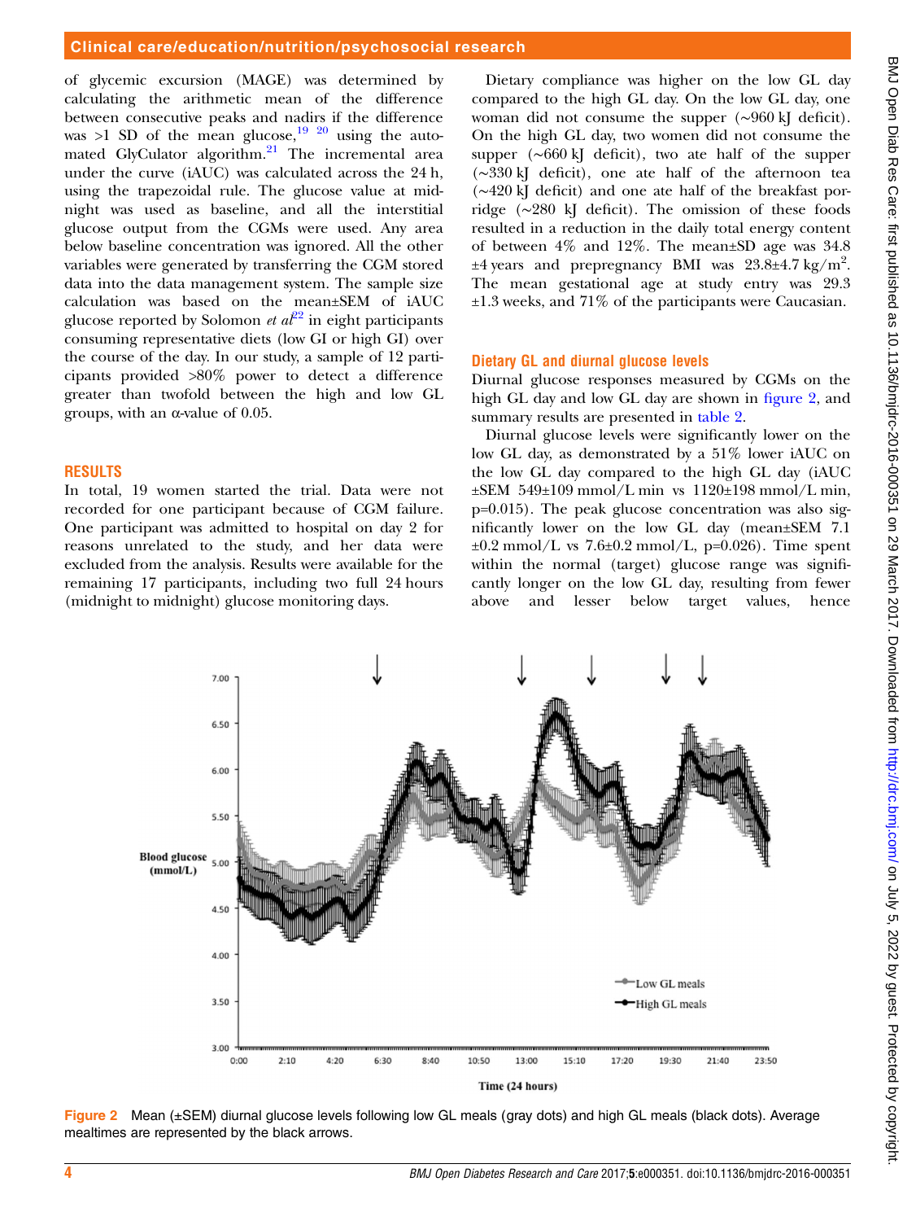of glycemic excursion (MAGE) was determined by calculating the arithmetic mean of the difference between consecutive peaks and nadirs if the difference was >1 SD of the mean glucose,[19 20] using the automated GlyCulator algorithm.[21] The incremental area under the curve (iAUC) was calculated across the 24 h, using the trapezoidal rule. The glucose value at midnight was used as baseline, and all the interstitial glucose output from the CGMs were used. Any area below baseline concentration was ignored. All the other variables were generated by transferring the CGM stored data into the data management system. The sample size calculation was based on the mean±SEM of iAUC glucose reported by Solomon *et al*[22] in eight participants consuming representative diets (low GI or high GI) over the course of the day. In our study, a sample of 12 participants provided >80% power to detect a difference greater than twofold between the high and low GL groups, with an α-value of 0.05.

## RESULTS

In total, 19 women started the trial. Data were not recorded for one participant because of CGM failure. One participant was admitted to hospital on day 2 for reasons unrelated to the study, and her data were excluded from the analysis. Results were available for the remaining 17 participants, including two full 24 hours (midnight to midnight) glucose monitoring days.

Dietary compliance was higher on the low GL day compared to the high GL day. On the low GL day, one woman did not consume the supper (~960 kJ deficit). On the high GL day, two women did not consume the supper (~660 kJ deficit), two ate half of the supper (~330 kJ deficit), one ate half of the afternoon tea (~420 kJ deficit) and one ate half of the breakfast porridge (~280 kJ deficit). The omission of these foods resulted in a reduction in the daily total energy content of between 4% and 12%. The mean±SD age was 34.8 ±4 years and prepregnancy BMI was 23.8±4.7 kg/m$^2$. The mean gestational age at study entry was 29.3 ±1.3 weeks, and 71% of the participants were Caucasian.

### Dietary GL and diurnal glucose levels

Diurnal glucose responses measured by CGMs on the high GL day and low GL day are shown in figure 2, and summary results are presented in table 2.

Diurnal glucose levels were significantly lower on the low GL day, as demonstrated by a 51% lower iAUC on the low GL day compared to the high GL day (iAUC ±SEM 549±109 mmol/L min vs 1120±198 mmol/L min, p=0.015). The peak glucose concentration was also significantly lower on the low GL day (mean±SEM 7.1 ±0.2 mmol/L vs 7.6±0.2 mmol/L, p=0.026). Time spent within the normal (target) glucose range was significantly longer on the low GL day, resulting from fewer above and lesser below target values, hence

**Figure 2** Mean (±SEM) diurnal glucose levels following low GL meals (gray dots) and high GL meals (black dots). Average mealtimes are represented by the black arrows.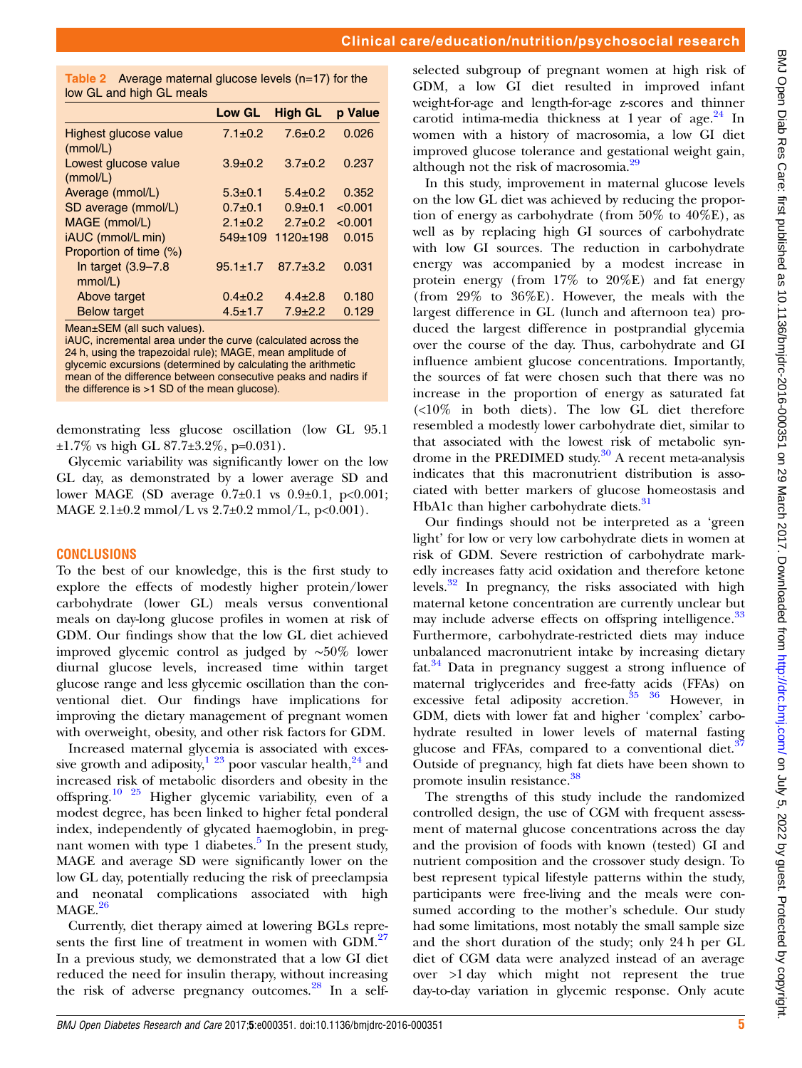**Table 2** Average maternal glucose levels (n=17) for the low GL and high GL meals

| | Low GL | High GL | p Value |
|---|---|---|---|
| Highest glucose value (mmol/L) | 7.1±0.2 | 7.6±0.2 | 0.026 |
| Lowest glucose value (mmol/L) | 3.9±0.2 | 3.7±0.2 | 0.237 |
| Average (mmol/L) | 5.3±0.1 | 5.4±0.2 | 0.352 |
| SD average (mmol/L) | 0.7±0.1 | 0.9±0.1 | <0.001 |
| MAGE (mmol/L) | 2.1±0.2 | 2.7±0.2 | <0.001 |
| iAUC (mmol/L min) | 549±109 | 1120±198 | 0.015 |
| Proportion of time (%) | | | |
| In target (3.9–7.8 mmol/L) | 95.1±1.7 | 87.7±3.2 | 0.031 |
| Above target | 0.4±0.2 | 4.4±2.8 | 0.180 |
| Below target | 4.5±1.7 | 7.9±2.2 | 0.129 |

Mean±SEM (all such values).
iAUC, incremental area under the curve (calculated across the 24 h, using the trapezoidal rule); MAGE, mean amplitude of glycemic excursions (determined by calculating the arithmetic mean of the difference between consecutive peaks and nadirs if the difference is >1 SD of the mean glucose).

demonstrating less glucose oscillation (low GL 95.1 ±1.7% vs high GL 87.7±3.2%, p=0.031).

Glycemic variability was significantly lower on the low GL day, as demonstrated by a lower average SD and lower MAGE (SD average 0.7±0.1 vs 0.9±0.1, p<0.001; MAGE 2.1±0.2 mmol/L vs 2.7±0.2 mmol/L, p<0.001).

## CONCLUSIONS

To the best of our knowledge, this is the first study to explore the effects of modestly higher protein/lower carbohydrate (lower GL) meals versus conventional meals on day-long glucose profiles in women at risk of GDM. Our findings show that the low GL diet achieved improved glycemic control as judged by ~50% lower diurnal glucose levels, increased time within target glucose range and less glycemic oscillation than the conventional diet. Our findings have implications for improving the dietary management of pregnant women with overweight, obesity, and other risk factors for GDM.

Increased maternal glycemia is associated with excessive growth and adiposity,[1 23] poor vascular health,[24] and increased risk of metabolic disorders and obesity in the offspring.[10 25] Higher glycemic variability, even of a modest degree, has been linked to higher fetal ponderal index, independently of glycated haemoglobin, in pregnant women with type 1 diabetes.[5] In the present study, MAGE and average SD were significantly lower on the low GL day, potentially reducing the risk of preeclampsia and neonatal complications associated with high MAGE.[26]

Currently, diet therapy aimed at lowering BGLs represents the first line of treatment in women with GDM.[27] In a previous study, we demonstrated that a low GI diet reduced the need for insulin therapy, without increasing the risk of adverse pregnancy outcomes.[28] In a self-selected subgroup of pregnant women at high risk of GDM, a low GI diet resulted in improved infant weight-for-age and length-for-age z-scores and thinner carotid intima-media thickness at 1 year of age.[24] In women with a history of macrosomia, a low GI diet improved glucose tolerance and gestational weight gain, although not the risk of macrosomia.[29]

In this study, improvement in maternal glucose levels on the low GL diet was achieved by reducing the proportion of energy as carbohydrate (from 50% to 40%E), as well as by replacing high GI sources of carbohydrate with low GI sources. The reduction in carbohydrate energy was accompanied by a modest increase in protein energy (from 17% to 20%E) and fat energy (from 29% to 36%E). However, the meals with the largest difference in GL (lunch and afternoon tea) produced the largest difference in postprandial glycemia over the course of the day. Thus, carbohydrate and GI influence ambient glucose concentrations. Importantly, the sources of fat were chosen such that there was no increase in the proportion of energy as saturated fat (<10% in both diets). The low GL diet therefore resembled a modestly lower carbohydrate diet, similar to that associated with the lowest risk of metabolic syndrome in the PREDIMED study.[30] A recent meta-analysis indicates that this macronutrient distribution is associated with better markers of glucose homeostasis and HbA1c than higher carbohydrate diets.[31]

Our findings should not be interpreted as a 'green light' for low or very low carbohydrate diets in women at risk of GDM. Severe restriction of carbohydrate markedly increases fatty acid oxidation and therefore ketone levels.[32] In pregnancy, the risks associated with high maternal ketone concentration are currently unclear but may include adverse effects on offspring intelligence.[33] Furthermore, carbohydrate-restricted diets may induce unbalanced macronutrient intake by increasing dietary fat.[34] Data in pregnancy suggest a strong influence of maternal triglycerides and free-fatty acids (FFAs) on excessive fetal adiposity accretion.[35 36] However, in GDM, diets with lower fat and higher 'complex' carbohydrate resulted in lower levels of maternal fasting glucose and FFAs, compared to a conventional diet.[37] Outside of pregnancy, high fat diets have been shown to promote insulin resistance.[38]

The strengths of this study include the randomized controlled design, the use of CGM with frequent assessment of maternal glucose concentrations across the day and the provision of foods with known (tested) GI and nutrient composition and the crossover study design. To best represent typical lifestyle patterns within the study, participants were free-living and the meals were consumed according to the mother's schedule. Our study had some limitations, most notably the small sample size and the short duration of the study; only 24 h per GL diet of CGM data were analyzed instead of an average over >1 day which might not represent the true day-to-day variation in glycemic response. Only acute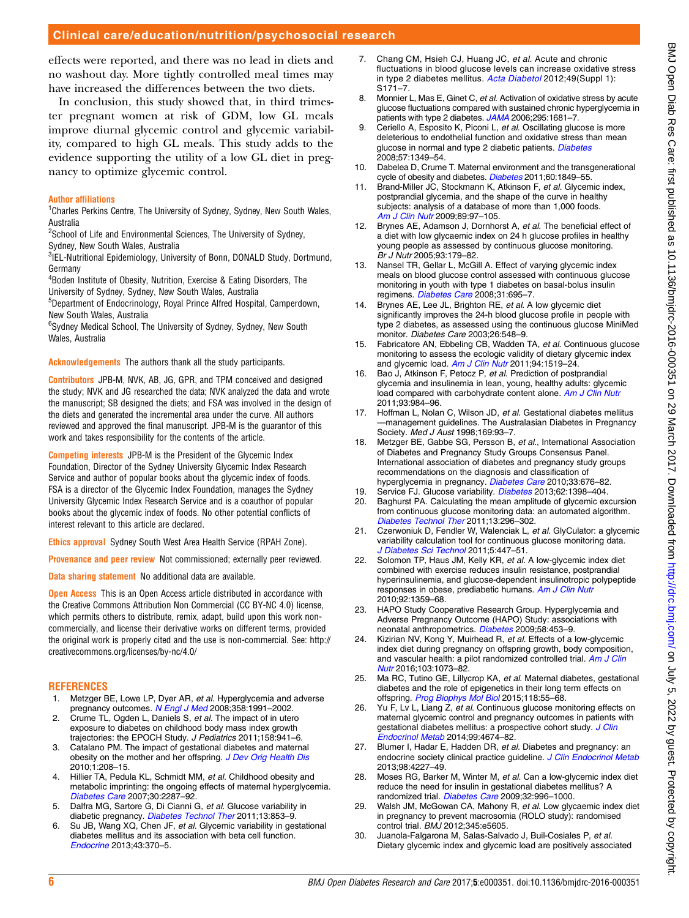effects were reported, and there was no lead in diets and no washout day. More tightly controlled meal times may have increased the differences between the two diets.

In conclusion, this study showed that, in third trimester pregnant women at risk of GDM, low GL meals improve diurnal glycemic control and glycemic variability, compared to high GL meals. This study adds to the evidence supporting the utility of a low GL diet in pregnancy to optimize glycemic control.

**Author affiliations**

[1]Charles Perkins Centre, The University of Sydney, Sydney, New South Wales, Australia
[2]School of Life and Environmental Sciences, The University of Sydney, Sydney, New South Wales, Australia
[3]IEL-Nutritional Epidemiology, University of Bonn, DONALD Study, Dortmund, Germany
[4]Boden Institute of Obesity, Nutrition, Exercise & Eating Disorders, The University of Sydney, Sydney, New South Wales, Australia
[5]Department of Endocrinology, Royal Prince Alfred Hospital, Camperdown, New South Wales, Australia
[6]Sydney Medical School, The University of Sydney, Sydney, New South Wales, Australia

**Acknowledgements** The authors thank all the study participants.

**Contributors** JPB-M, NVK, AB, JG, GPR, and TPM conceived and designed the study; NVK and JG researched the data; NVK analyzed the data and wrote the manuscript; SB designed the diets; and FSA was involved in the design of the diets and generated the incremental area under the curve. All authors reviewed and approved the final manuscript. JPB-M is the guarantor of this work and takes responsibility for the contents of the article.

**Competing interests** JPB-M is the President of the Glycemic Index Foundation, Director of the Sydney University Glycemic Index Research Service and author of popular books about the glycemic index of foods. FSA is a director of the Glycemic Index Foundation, manages the Sydney University Glycemic Index Research Service and is a coauthor of popular books about the glycemic index of foods. No other potential conflicts of interest relevant to this article are declared.

**Ethics approval** Sydney South West Area Health Service (RPAH Zone).

**Provenance and peer review** Not commissioned; externally peer reviewed.

**Data sharing statement** No additional data are available.

**Open Access** This is an Open Access article distributed in accordance with the Creative Commons Attribution Non Commercial (CC BY-NC 4.0) license, which permits others to distribute, remix, adapt, build upon this work non-commercially, and license their derivative works on different terms, provided the original work is properly cited and the use is non-commercial. See: http://creativecommons.org/licenses/by-nc/4.0/

## REFERENCES

1. Metzger BE, Lowe LP, Dyer AR, *et al*. Hyperglycemia and adverse pregnancy outcomes. *N Engl J Med* 2008;358:1991–2002.
2. Crume TL, Ogden L, Daniels S, *et al*. The impact of in utero exposure to diabetes on childhood body mass index growth trajectories: the EPOCH Study. *J Pediatrics* 2011;158:941–6.
3. Catalano PM. The impact of gestational diabetes and maternal obesity on the mother and her offspring. *J Dev Orig Health Dis* 2010;1:208–15.
4. Hillier TA, Pedula KL, Schmidt MM, *et al*. Childhood obesity and metabolic imprinting: the ongoing effects of maternal hyperglycemia. *Diabetes Care* 2007;30:2287–92.
5. Dalfra MG, Sartore G, Di Cianni G, *et al*. Glucose variability in diabetic pregnancy. *Diabetes Technol Ther* 2011;13:853–9.
6. Su JB, Wang XQ, Chen JF, *et al*. Glycemic variability in gestational diabetes mellitus and its association with beta cell function. *Endocrine* 2013;43:370–5.
7. Chang CM, Hsieh CJ, Huang JC, *et al*. Acute and chronic fluctuations in blood glucose levels can increase oxidative stress in type 2 diabetes mellitus. *Acta Diabetol* 2012;49(Suppl 1):S171–7.
8. Monnier L, Mas E, Ginet C, *et al*. Activation of oxidative stress by acute glucose fluctuations compared with sustained chronic hyperglycemia in patients with type 2 diabetes. *JAMA* 2006;295:1681–7.
9. Ceriello A, Esposito K, Piconi L, *et al*. Oscillating glucose is more deleterious to endothelial function and oxidative stress than mean glucose in normal and type 2 diabetic patients. *Diabetes* 2008;57:1349–54.
10. Dabelea D, Crume T. Maternal environment and the transgenerational cycle of obesity and diabetes. *Diabetes* 2011;60:1849–55.
11. Brand-Miller JC, Stockmann K, Atkinson F, *et al*. Glycemic index, postprandial glycemia, and the shape of the curve in healthy subjects: analysis of a database of more than 1,000 foods. *Am J Clin Nutr* 2009;89:97–105.
12. Brynes AE, Adamson J, Dornhorst A, *et al*. The beneficial effect of a diet with low glycaemic index on 24 h glucose profiles in healthy young people as assessed by continuous glucose monitoring. *Br J Nutr* 2005;93:179–82.
13. Nansel TR, Gellar L, McGill A. Effect of varying glycemic index meals on blood glucose control assessed with continuous glucose monitoring in youth with type 1 diabetes on basal-bolus insulin regimens. *Diabetes Care* 2008;31:695–7.
14. Brynes AE, Lee JL, Brighton RE, *et al*. A low glycemic diet significantly improves the 24-h blood glucose profile in people with type 2 diabetes, as assessed using the continuous glucose MiniMed monitor. *Diabetes Care* 2003;26:548–9.
15. Fabricatore AN, Ebbeling CB, Wadden TA, *et al*. Continuous glucose monitoring to assess the ecologic validity of dietary glycemic index and glycemic load. *Am J Clin Nutr* 2011;94:1519–24.
16. Bao J, Atkinson F, Petocz P, *et al*. Prediction of postprandial glycemia and insulinemia in lean, young, healthy adults: glycemic load compared with carbohydrate content alone. *Am J Clin Nutr* 2011;93:984–96.
17. Hoffman L, Nolan C, Wilson JD, *et al*. Gestational diabetes mellitus—management guidelines. The Australasian Diabetes in Pregnancy Society. *Med J Aust* 1998;169:93–7.
18. Metzger BE, Gabbe SG, Persson B, *et al*., International Association of Diabetes and Pregnancy Study Groups Consensus Panel. International association of diabetes and pregnancy study groups recommendations on the diagnosis and classification of hyperglycemia in pregnancy. *Diabetes Care* 2010;33:676–82.
19. Service FJ. Glucose variability. *Diabetes* 2013;62:1398–404.
20. Baghurst PA. Calculating the mean amplitude of glycemic excursion from continuous glucose monitoring data: an automated algorithm. *Diabetes Technol Ther* 2011;13:296–302.
21. Czerwoniuk D, Fendler W, Walenciak L, *et al*. GlyCulator: a glycemic variability calculation tool for continuous glucose monitoring data. *J Diabetes Sci Technol* 2011;5:447–51.
22. Solomon TP, Haus JM, Kelly KR, *et al*. A low-glycemic index diet combined with exercise reduces insulin resistance, postprandial hyperinsulinemia, and glucose-dependent insulinotropic polypeptide responses in obese, prediabetic humans. *Am J Clin Nutr* 2010;92:1359–68.
23. HAPO Study Cooperative Research Group. Hyperglycemia and Adverse Pregnancy Outcome (HAPO) Study: associations with neonatal anthropometrics. *Diabetes* 2009;58:453–9.
24. Kizirian NV, Kong Y, Muirhead R, *et al*. Effects of a low-glycemic index diet during pregnancy on offspring growth, body composition, and vascular health: a pilot randomized controlled trial. *Am J Clin Nutr* 2016;103:1073–82.
25. Ma RC, Tutino GE, Lillycrop KA, *et al*. Maternal diabetes, gestational diabetes and the role of epigenetics in their long term effects on offspring. *Prog Biophys Mol Biol* 2015;118:55–68.
26. Yu F, Lv L, Liang Z, *et al*. Continuous glucose monitoring effects on maternal glycemic control and pregnancy outcomes in patients with gestational diabetes mellitus: a prospective cohort study. *J Clin Endocrinol Metab* 2014;99:4674–82.
27. Blumer I, Hadar E, Hadden DR, *et al*. Diabetes and pregnancy: an endocrine society clinical practice guideline. *J Clin Endocrinol Metab* 2013;98:4227–49.
28. Moses RG, Barker M, Winter M, *et al*. Can a low-glycemic index diet reduce the need for insulin in gestational diabetes mellitus? A randomized trial. *Diabetes Care* 2009;32:996–1000.
29. Walsh JM, McGowan CA, Mahony R, *et al*. Low glycaemic index diet in pregnancy to prevent macrosomia (ROLO study): randomised control trial. *BMJ* 2012;345:e5605.
30. Juanola-Falgarona M, Salas-Salvado J, Buil-Cosiales P, *et al*. Dietary glycemic index and glycemic load are positively associated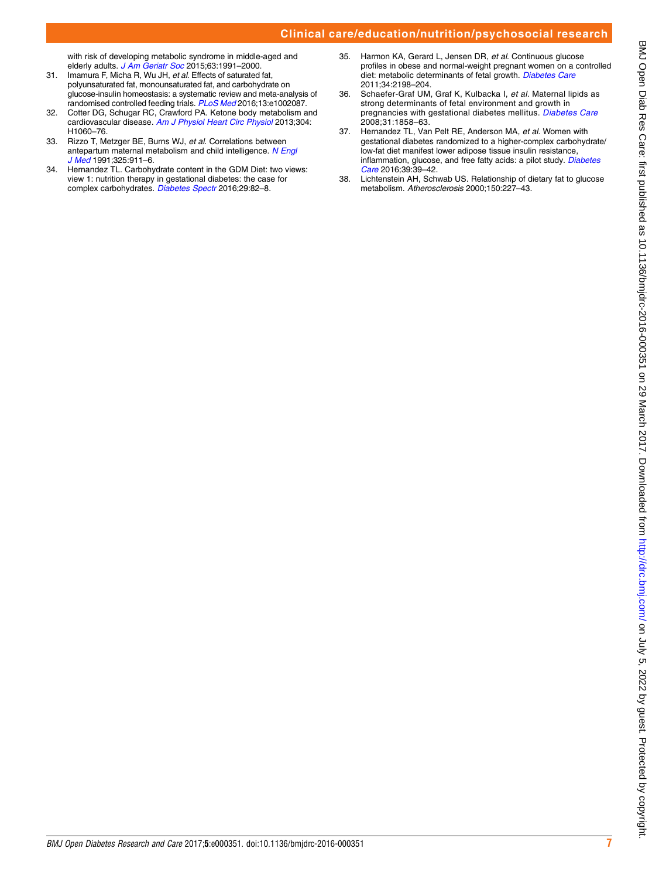with risk of developing metabolic syndrome in middle-aged and elderly adults. *J Am Geriatr Soc* 2015;63:1991–2000.

31. Imamura F, Micha R, Wu JH, *et al*. Effects of saturated fat, polyunsaturated fat, monounsaturated fat, and carbohydrate on glucose-insulin homeostasis: a systematic review and meta-analysis of randomised controlled feeding trials. *PLoS Med* 2016;13:e1002087.
32. Cotter DG, Schugar RC, Crawford PA. Ketone body metabolism and cardiovascular disease. *Am J Physiol Heart Circ Physiol* 2013;304: H1060–76.
33. Rizzo T, Metzger BE, Burns WJ, *et al*. Correlations between antepartum maternal metabolism and child intelligence. *N Engl J Med* 1991;325:911–6.
34. Hernandez TL. Carbohydrate content in the GDM Diet: two views: view 1: nutrition therapy in gestational diabetes: the case for complex carbohydrates. *Diabetes Spectr* 2016;29:82–8.
35. Harmon KA, Gerard L, Jensen DR, *et al*. Continuous glucose profiles in obese and normal-weight pregnant women on a controlled diet: metabolic determinants of fetal growth. *Diabetes Care* 2011;34:2198–204.
36. Schaefer-Graf UM, Graf K, Kulbacka I, *et al*. Maternal lipids as strong determinants of fetal environment and growth in pregnancies with gestational diabetes mellitus. *Diabetes Care* 2008;31:1858–63.
37. Hernandez TL, Van Pelt RE, Anderson MA, *et al*. Women with gestational diabetes randomized to a higher-complex carbohydrate/low-fat diet manifest lower adipose tissue insulin resistance, inflammation, glucose, and free fatty acids: a pilot study. *Diabetes Care* 2016;39:39–42.
38. Lichtenstein AH, Schwab US. Relationship of dietary fat to glucose metabolism. *Atherosclerosis* 2000;150:227–43.